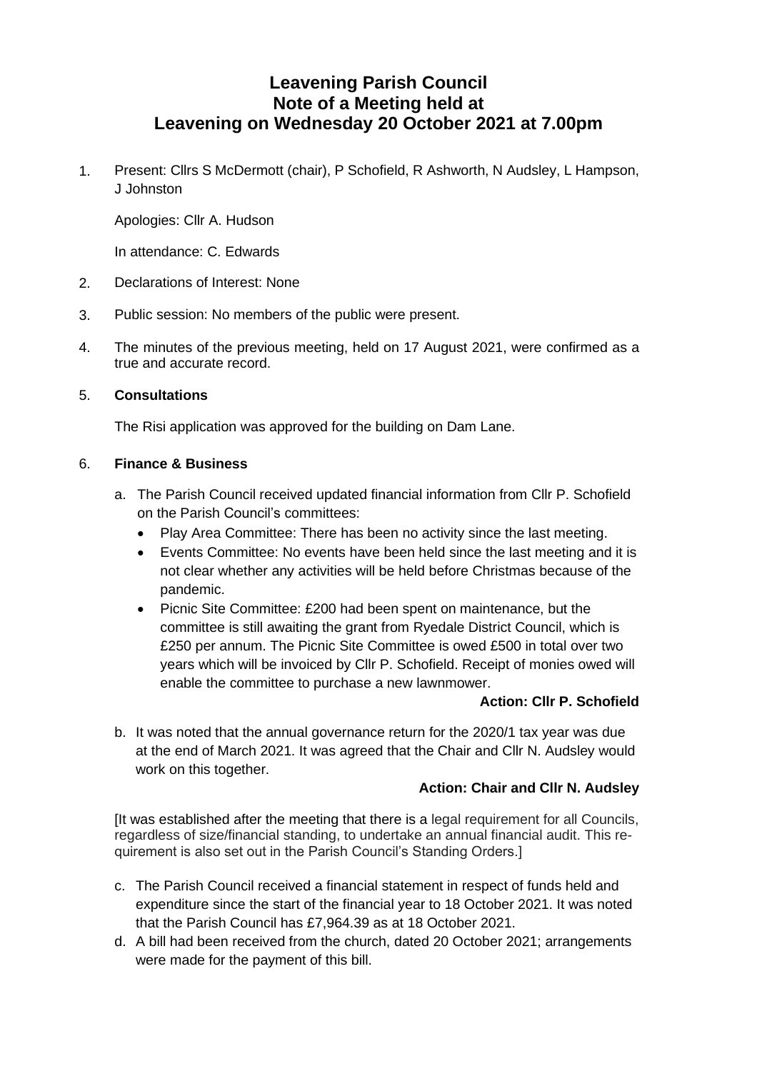# Leavening Parish Council
# Note of a Meeting held at
# Leavening on Wednesday 20 October 2021 at 7.00pm

1. Present: Cllrs S McDermott (chair), P Schofield, R Ashworth, N Audsley, L Hampson, J Johnston

   Apologies: Cllr A. Hudson

   In attendance: C. Edwards

2. Declarations of Interest: None

3. Public session: No members of the public were present.

4. The minutes of the previous meeting, held on 17 August 2021, were confirmed as a true and accurate record.

5. **Consultations**

   The Risi application was approved for the building on Dam Lane.

6. **Finance & Business**

   a. The Parish Council received updated financial information from Cllr P. Schofield on the Parish Council's committees:
      - Play Area Committee: There has been no activity since the last meeting.
      - Events Committee: No events have been held since the last meeting and it is not clear whether any activities will be held before Christmas because of the pandemic.
      - Picnic Site Committee: £200 had been spent on maintenance, but the committee is still awaiting the grant from Ryedale District Council, which is £250 per annum. The Picnic Site Committee is owed £500 in total over two years which will be invoiced by Cllr P. Schofield. Receipt of monies owed will enable the committee to purchase a new lawnmower.

      **Action: Cllr P. Schofield**

   b. It was noted that the annual governance return for the 2020/1 tax year was due at the end of March 2021. It was agreed that the Chair and Cllr N. Audsley would work on this together.

      **Action: Chair and Cllr N. Audsley**

   [It was established after the meeting that there is a legal requirement for all Councils, regardless of size/financial standing, to undertake an annual financial audit. This requirement is also set out in the Parish Council's Standing Orders.]

   c. The Parish Council received a financial statement in respect of funds held and expenditure since the start of the financial year to 18 October 2021. It was noted that the Parish Council has £7,964.39 as at 18 October 2021.

   d. A bill had been received from the church, dated 20 October 2021; arrangements were made for the payment of this bill.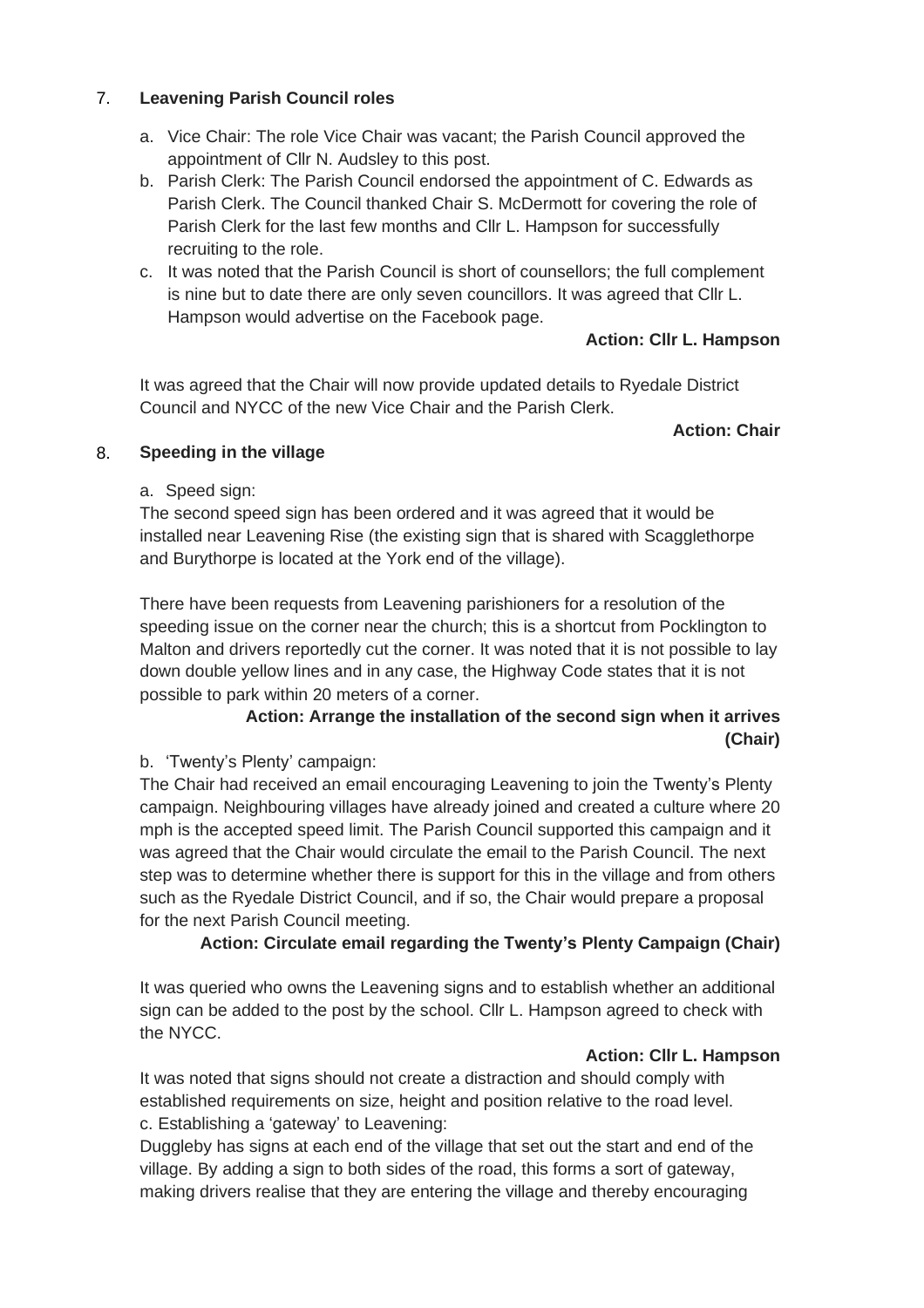## 7. Leavening Parish Council roles

a. Vice Chair: The role Vice Chair was vacant; the Parish Council approved the appointment of Cllr N. Audsley to this post.
b. Parish Clerk: The Parish Council endorsed the appointment of C. Edwards as Parish Clerk. The Council thanked Chair S. McDermott for covering the role of Parish Clerk for the last few months and Cllr L. Hampson for successfully recruiting to the role.
c. It was noted that the Parish Council is short of counsellors; the full complement is nine but to date there are only seven councillors. It was agreed that Cllr L. Hampson would advertise on the Facebook page.

**Action: Cllr L. Hampson**

It was agreed that the Chair will now provide updated details to Ryedale District Council and NYCC of the new Vice Chair and the Parish Clerk.

**Action: Chair**

## 8. Speeding in the village

a. Speed sign:

The second speed sign has been ordered and it was agreed that it would be installed near Leavening Rise (the existing sign that is shared with Scagglethorpe and Burythorpe is located at the York end of the village).

There have been requests from Leavening parishioners for a resolution of the speeding issue on the corner near the church; this is a shortcut from Pocklington to Malton and drivers reportedly cut the corner. It was noted that it is not possible to lay down double yellow lines and in any case, the Highway Code states that it is not possible to park within 20 meters of a corner.

**Action: Arrange the installation of the second sign when it arrives (Chair)**

b. 'Twenty's Plenty' campaign:

The Chair had received an email encouraging Leavening to join the Twenty's Plenty campaign. Neighbouring villages have already joined and created a culture where 20 mph is the accepted speed limit. The Parish Council supported this campaign and it was agreed that the Chair would circulate the email to the Parish Council. The next step was to determine whether there is support for this in the village and from others such as the Ryedale District Council, and if so, the Chair would prepare a proposal for the next Parish Council meeting.

**Action: Circulate email regarding the Twenty's Plenty Campaign (Chair)**

It was queried who owns the Leavening signs and to establish whether an additional sign can be added to the post by the school. Cllr L. Hampson agreed to check with the NYCC.

**Action: Cllr L. Hampson**

It was noted that signs should not create a distraction and should comply with established requirements on size, height and position relative to the road level.

c. Establishing a 'gateway' to Leavening:

Duggleby has signs at each end of the village that set out the start and end of the village. By adding a sign to both sides of the road, this forms a sort of gateway, making drivers realise that they are entering the village and thereby encouraging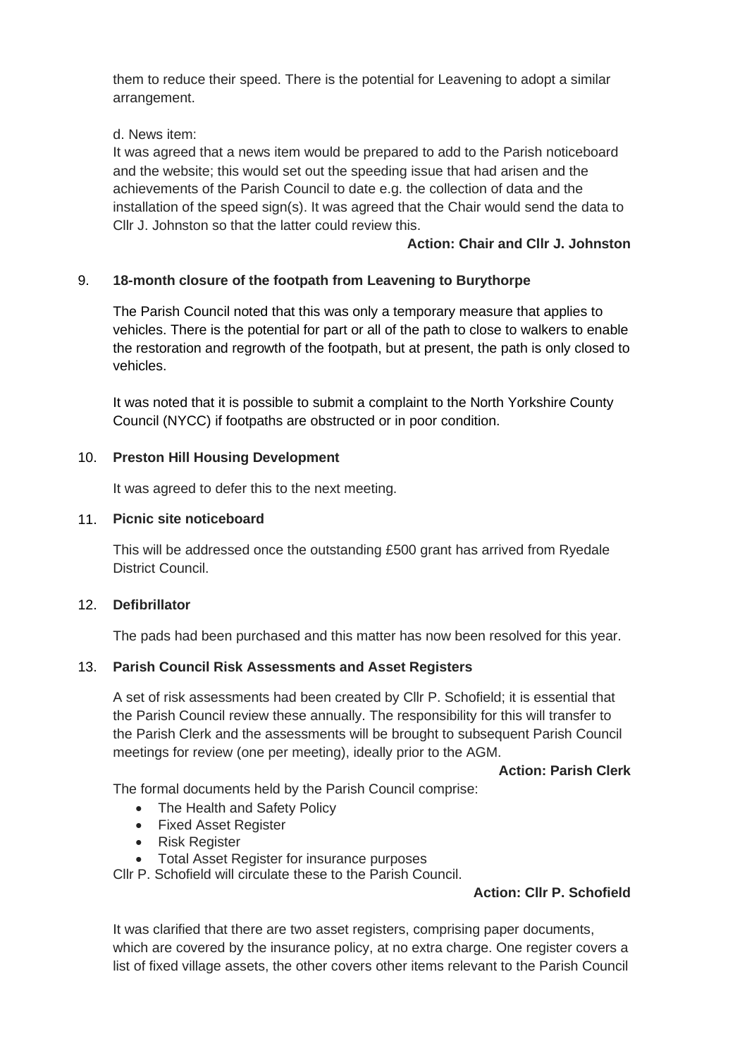them to reduce their speed. There is the potential for Leavening to adopt a similar arrangement.

d. News item:
It was agreed that a news item would be prepared to add to the Parish noticeboard and the website; this would set out the speeding issue that had arisen and the achievements of the Parish Council to date e.g. the collection of data and the installation of the speed sign(s). It was agreed that the Chair would send the data to Cllr J. Johnston so that the latter could review this.

**Action: Chair and Cllr J. Johnston**

9. **18-month closure of the footpath from Leavening to Burythorpe**

The Parish Council noted that this was only a temporary measure that applies to vehicles. There is the potential for part or all of the path to close to walkers to enable the restoration and regrowth of the footpath, but at present, the path is only closed to vehicles.

It was noted that it is possible to submit a complaint to the North Yorkshire County Council (NYCC) if footpaths are obstructed or in poor condition.

10. **Preston Hill Housing Development**

It was agreed to defer this to the next meeting.

11. **Picnic site noticeboard**

This will be addressed once the outstanding £500 grant has arrived from Ryedale District Council.

12. **Defibrillator**

The pads had been purchased and this matter has now been resolved for this year.

13. **Parish Council Risk Assessments and Asset Registers**

A set of risk assessments had been created by Cllr P. Schofield; it is essential that the Parish Council review these annually. The responsibility for this will transfer to the Parish Clerk and the assessments will be brought to subsequent Parish Council meetings for review (one per meeting), ideally prior to the AGM.

**Action: Parish Clerk**

The formal documents held by the Parish Council comprise:

- The Health and Safety Policy
- Fixed Asset Register
- Risk Register
- Total Asset Register for insurance purposes

Cllr P. Schofield will circulate these to the Parish Council.

**Action: Cllr P. Schofield**

It was clarified that there are two asset registers, comprising paper documents, which are covered by the insurance policy, at no extra charge. One register covers a list of fixed village assets, the other covers other items relevant to the Parish Council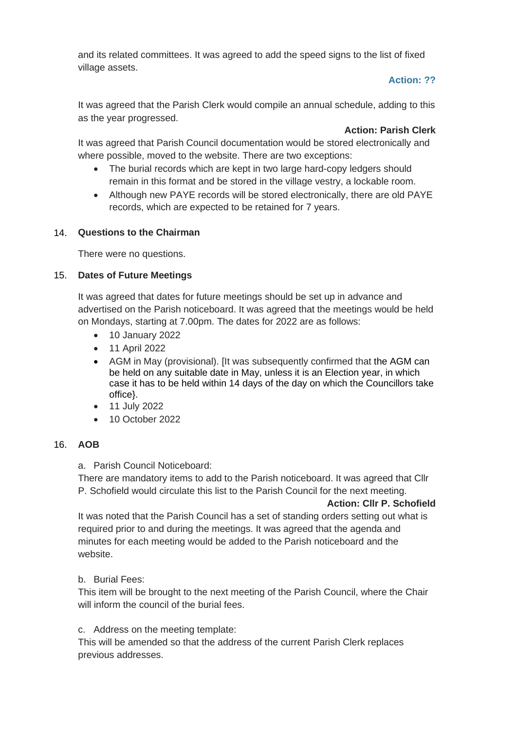and its related committees. It was agreed to add the speed signs to the list of fixed village assets.

**Action: ??**

It was agreed that the Parish Clerk would compile an annual schedule, adding to this as the year progressed.

**Action: Parish Clerk**

It was agreed that Parish Council documentation would be stored electronically and where possible, moved to the website. There are two exceptions:

- The burial records which are kept in two large hard-copy ledgers should remain in this format and be stored in the village vestry, a lockable room.
- Although new PAYE records will be stored electronically, there are old PAYE records, which are expected to be retained for 7 years.

14. **Questions to the Chairman**

There were no questions.

15. **Dates of Future Meetings**

It was agreed that dates for future meetings should be set up in advance and advertised on the Parish noticeboard. It was agreed that the meetings would be held on Mondays, starting at 7.00pm. The dates for 2022 are as follows:

- 10 January 2022
- 11 April 2022
- AGM in May (provisional). [It was subsequently confirmed that the AGM can be held on any suitable date in May, unless it is an Election year, in which case it has to be held within 14 days of the day on which the Councillors take office}.
- 11 July 2022
- 10 October 2022

16. **AOB**

a. Parish Council Noticeboard:
There are mandatory items to add to the Parish noticeboard. It was agreed that Cllr P. Schofield would circulate this list to the Parish Council for the next meeting.

**Action: Cllr P. Schofield**

It was noted that the Parish Council has a set of standing orders setting out what is required prior to and during the meetings. It was agreed that the agenda and minutes for each meeting would be added to the Parish noticeboard and the website.

b. Burial Fees:
This item will be brought to the next meeting of the Parish Council, where the Chair will inform the council of the burial fees.

c. Address on the meeting template:
This will be amended so that the address of the current Parish Clerk replaces previous addresses.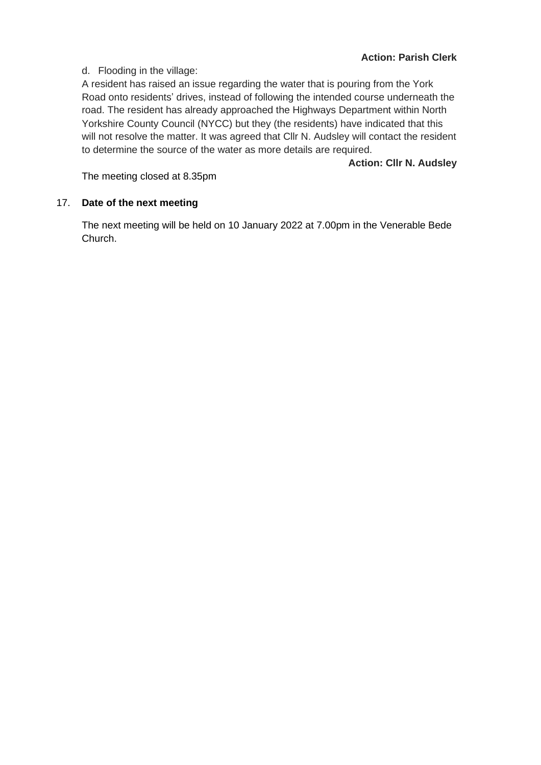**Action: Parish Clerk**

d. Flooding in the village:

A resident has raised an issue regarding the water that is pouring from the York Road onto residents' drives, instead of following the intended course underneath the road. The resident has already approached the Highways Department within North Yorkshire County Council (NYCC) but they (the residents) have indicated that this will not resolve the matter. It was agreed that Cllr N. Audsley will contact the resident to determine the source of the water as more details are required.

**Action: Cllr N. Audsley**

The meeting closed at 8.35pm

17. **Date of the next meeting**

The next meeting will be held on 10 January 2022 at 7.00pm in the Venerable Bede Church.